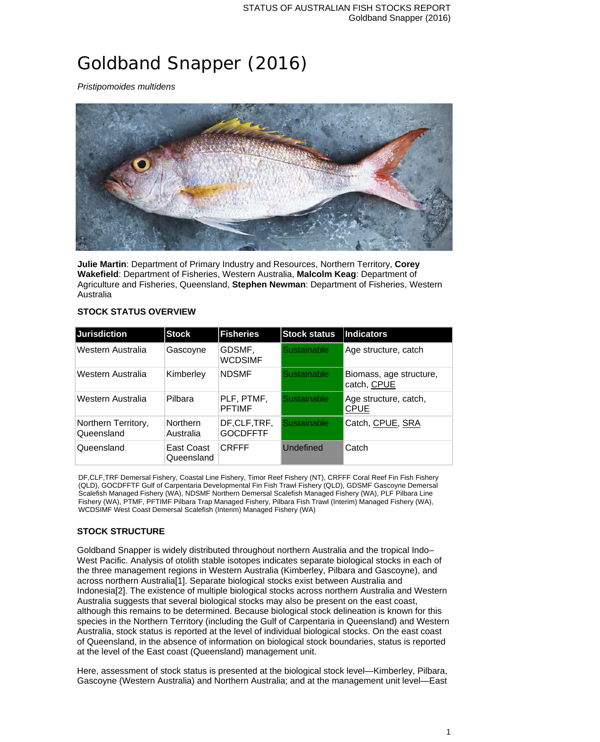# Goldband Snapper (2016)

*Pristipomoides multidens*

**Julie Martin**: Department of Primary Industry and Resources, Northern Territory, **Corey Wakefield**: Department of Fisheries, Western Australia, **Malcolm Keag**: Department of Agriculture and Fisheries, Queensland, **Stephen Newman**: Department of Fisheries, Western Australia

## STOCK STATUS OVERVIEW

| Jurisdiction | Stock | Fisheries | Stock status | Indicators |
|---|---|---|---|---|
| Western Australia | Gascoyne | GDSMF, WCDSIMF | Sustainable | Age structure, catch |
| Western Australia | Kimberley | NDSMF | Sustainable | Biomass, age structure, catch, CPUE |
| Western Australia | Pilbara | PLF, PTMF, PFTIMF | Sustainable | Age structure, catch, CPUE |
| Northern Territory, Queensland | Northern Australia | DF,CLF,TRF, GOCDFFTF | Sustainable | Catch, CPUE, SRA |
| Queensland | East Coast Queensland | CRFFF | Undefined | Catch |

DF,CLF,TRF Demersal Fishery, Coastal Line Fishery, Timor Reef Fishery (NT), CRFFF Coral Reef Fin Fish Fishery (QLD), GOCDFFTF Gulf of Carpentaria Developmental Fin Fish Trawl Fishery (QLD), GDSMF Gascoyne Demersal Scalefish Managed Fishery (WA), NDSMF Northern Demersal Scalefish Managed Fishery (WA), PLF Pilbara Line Fishery (WA), PTMF, PFTIMF Pilbara Trap Managed Fishery, Pilbara Fish Trawl (Interim) Managed Fishery (WA), WCDSIMF West Coast Demersal Scalefish (Interim) Managed Fishery (WA)

## STOCK STRUCTURE

Goldband Snapper is widely distributed throughout northern Australia and the tropical Indo–West Pacific. Analysis of otolith stable isotopes indicates separate biological stocks in each of the three management regions in Western Australia (Kimberley, Pilbara and Gascoyne), and across northern Australia[1]. Separate biological stocks exist between Australia and Indonesia[2]. The existence of multiple biological stocks across northern Australia and Western Australia suggests that several biological stocks may also be present on the east coast, although this remains to be determined. Because biological stock delineation is known for this species in the Northern Territory (including the Gulf of Carpentaria in Queensland) and Western Australia, stock status is reported at the level of individual biological stocks. On the east coast of Queensland, in the absence of information on biological stock boundaries, status is reported at the level of the East coast (Queensland) management unit.

Here, assessment of stock status is presented at the biological stock level—Kimberley, Pilbara, Gascoyne (Western Australia) and Northern Australia; and at the management unit level—East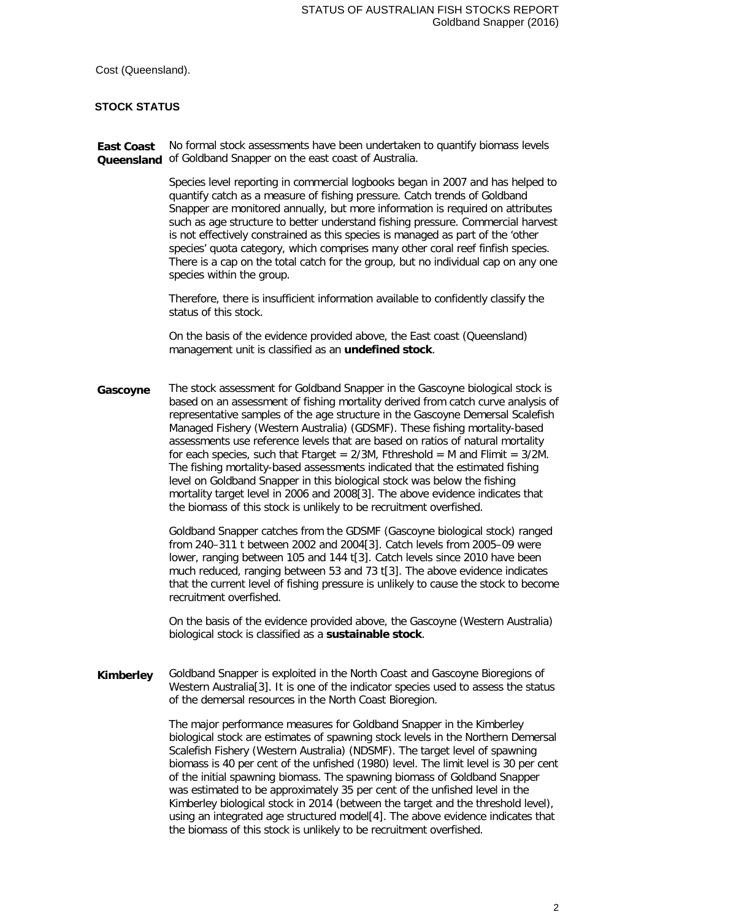Cost (Queensland).

## STOCK STATUS

**East Coast Queensland**

No formal stock assessments have been undertaken to quantify biomass levels of Goldband Snapper on the east coast of Australia.

Species level reporting in commercial logbooks began in 2007 and has helped to quantify catch as a measure of fishing pressure. Catch trends of Goldband Snapper are monitored annually, but more information is required on attributes such as age structure to better understand fishing pressure. Commercial harvest is not effectively constrained as this species is managed as part of the 'other species' quota category, which comprises many other coral reef finfish species. There is a cap on the total catch for the group, but no individual cap on any one species within the group.

Therefore, there is insufficient information available to confidently classify the status of this stock.

On the basis of the evidence provided above, the East coast (Queensland) management unit is classified as an **undefined stock**.

**Gascoyne**

The stock assessment for Goldband Snapper in the Gascoyne biological stock is based on an assessment of fishing mortality derived from catch curve analysis of representative samples of the age structure in the Gascoyne Demersal Scalefish Managed Fishery (Western Australia) (GDSMF). These fishing mortality-based assessments use reference levels that are based on ratios of natural mortality for each species, such that Ftarget = 2/3M, Fthreshold = M and Flimit = 3/2M. The fishing mortality-based assessments indicated that the estimated fishing level on Goldband Snapper in this biological stock was below the fishing mortality target level in 2006 and 2008[3]. The above evidence indicates that the biomass of this stock is unlikely to be recruitment overfished.

Goldband Snapper catches from the GDSMF (Gascoyne biological stock) ranged from 240–311 t between 2002 and 2004[3]. Catch levels from 2005–09 were lower, ranging between 105 and 144 t[3]. Catch levels since 2010 have been much reduced, ranging between 53 and 73 t[3]. The above evidence indicates that the current level of fishing pressure is unlikely to cause the stock to become recruitment overfished.

On the basis of the evidence provided above, the Gascoyne (Western Australia) biological stock is classified as a **sustainable stock**.

**Kimberley**

Goldband Snapper is exploited in the North Coast and Gascoyne Bioregions of Western Australia[3]. It is one of the indicator species used to assess the status of the demersal resources in the North Coast Bioregion.

The major performance measures for Goldband Snapper in the Kimberley biological stock are estimates of spawning stock levels in the Northern Demersal Scalefish Fishery (Western Australia) (NDSMF). The target level of spawning biomass is 40 per cent of the unfished (1980) level. The limit level is 30 per cent of the initial spawning biomass. The spawning biomass of Goldband Snapper was estimated to be approximately 35 per cent of the unfished level in the Kimberley biological stock in 2014 (between the target and the threshold level), using an integrated age structured model[4]. The above evidence indicates that the biomass of this stock is unlikely to be recruitment overfished.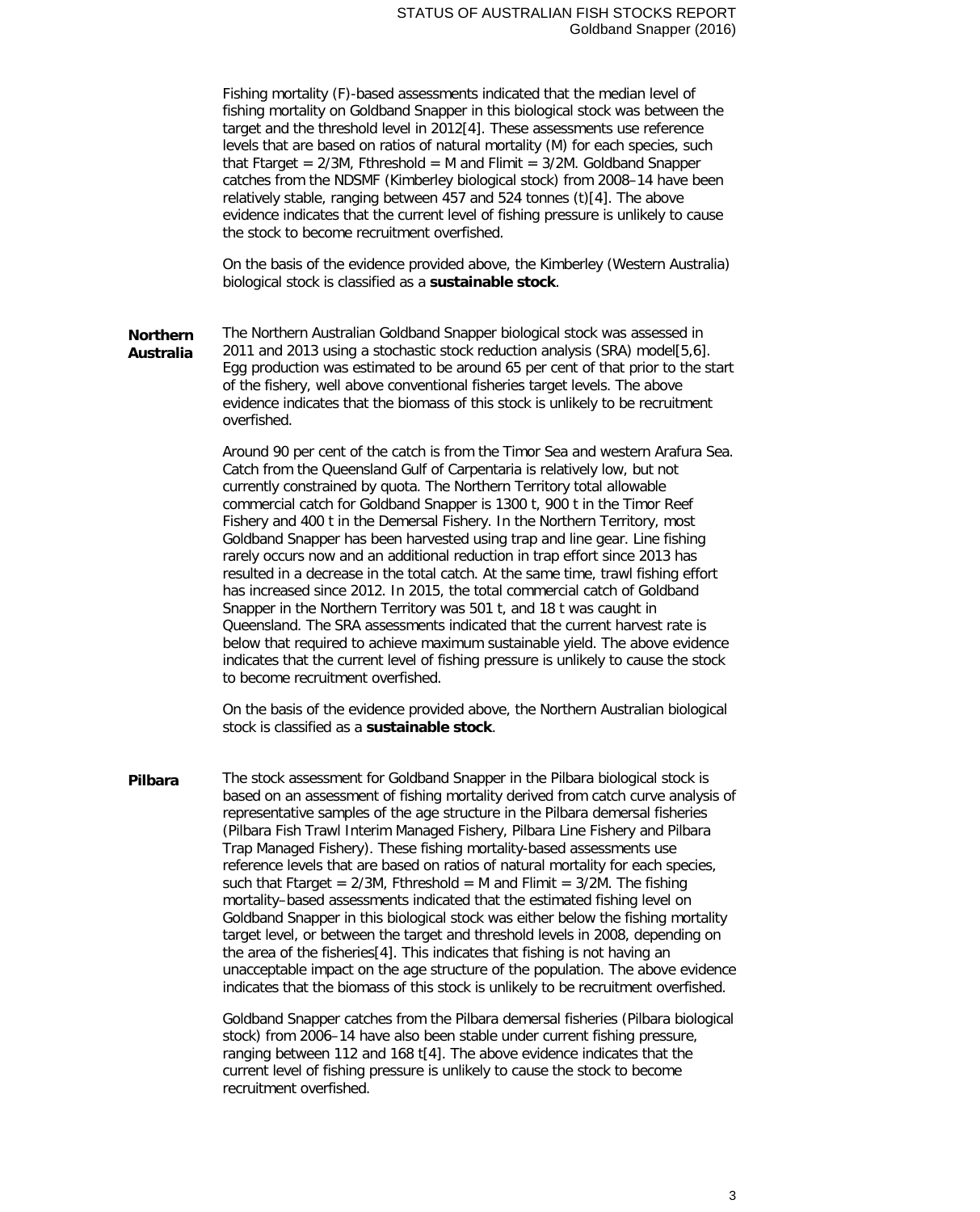Fishing mortality (F)-based assessments indicated that the median level of fishing mortality on Goldband Snapper in this biological stock was between the target and the threshold level in 2012[4]. These assessments use reference levels that are based on ratios of natural mortality (M) for each species, such that $F_{target} = 2/3M$, $F_{threshold} = M$ and $F_{limit} = 3/2M$. Goldband Snapper catches from the NDSMF (Kimberley biological stock) from 2008–14 have been relatively stable, ranging between 457 and 524 tonnes (t)[4]. The above evidence indicates that the current level of fishing pressure is unlikely to cause the stock to become recruitment overfished.

On the basis of the evidence provided above, the Kimberley (Western Australia) biological stock is classified as a **sustainable stock**.

**Northern Australia**

The Northern Australian Goldband Snapper biological stock was assessed in 2011 and 2013 using a stochastic stock reduction analysis (SRA) model[5,6]. Egg production was estimated to be around 65 per cent of that prior to the start of the fishery, well above conventional fisheries target levels. The above evidence indicates that the biomass of this stock is unlikely to be recruitment overfished.

Around 90 per cent of the catch is from the Timor Sea and western Arafura Sea. Catch from the Queensland Gulf of Carpentaria is relatively low, but not currently constrained by quota. The Northern Territory total allowable commercial catch for Goldband Snapper is 1300 t, 900 t in the Timor Reef Fishery and 400 t in the Demersal Fishery. In the Northern Territory, most Goldband Snapper has been harvested using trap and line gear. Line fishing rarely occurs now and an additional reduction in trap effort since 2013 has resulted in a decrease in the total catch. At the same time, trawl fishing effort has increased since 2012. In 2015, the total commercial catch of Goldband Snapper in the Northern Territory was 501 t, and 18 t was caught in Queensland. The SRA assessments indicated that the current harvest rate is below that required to achieve maximum sustainable yield. The above evidence indicates that the current level of fishing pressure is unlikely to cause the stock to become recruitment overfished.

On the basis of the evidence provided above, the Northern Australian biological stock is classified as a **sustainable stock**.

**Pilbara**

The stock assessment for Goldband Snapper in the Pilbara biological stock is based on an assessment of fishing mortality derived from catch curve analysis of representative samples of the age structure in the Pilbara demersal fisheries (Pilbara Fish Trawl Interim Managed Fishery, Pilbara Line Fishery and Pilbara Trap Managed Fishery). These fishing mortality-based assessments use reference levels that are based on ratios of natural mortality for each species, such that $F_{target} = 2/3M$, $F_{threshold} = M$ and $F_{limit} = 3/2M$. The fishing mortality–based assessments indicated that the estimated fishing level on Goldband Snapper in this biological stock was either below the fishing mortality target level, or between the target and threshold levels in 2008, depending on the area of the fisheries[4]. This indicates that fishing is not having an unacceptable impact on the age structure of the population. The above evidence indicates that the biomass of this stock is unlikely to be recruitment overfished.

Goldband Snapper catches from the Pilbara demersal fisheries (Pilbara biological stock) from 2006–14 have also been stable under current fishing pressure, ranging between 112 and 168 t[4]. The above evidence indicates that the current level of fishing pressure is unlikely to cause the stock to become recruitment overfished.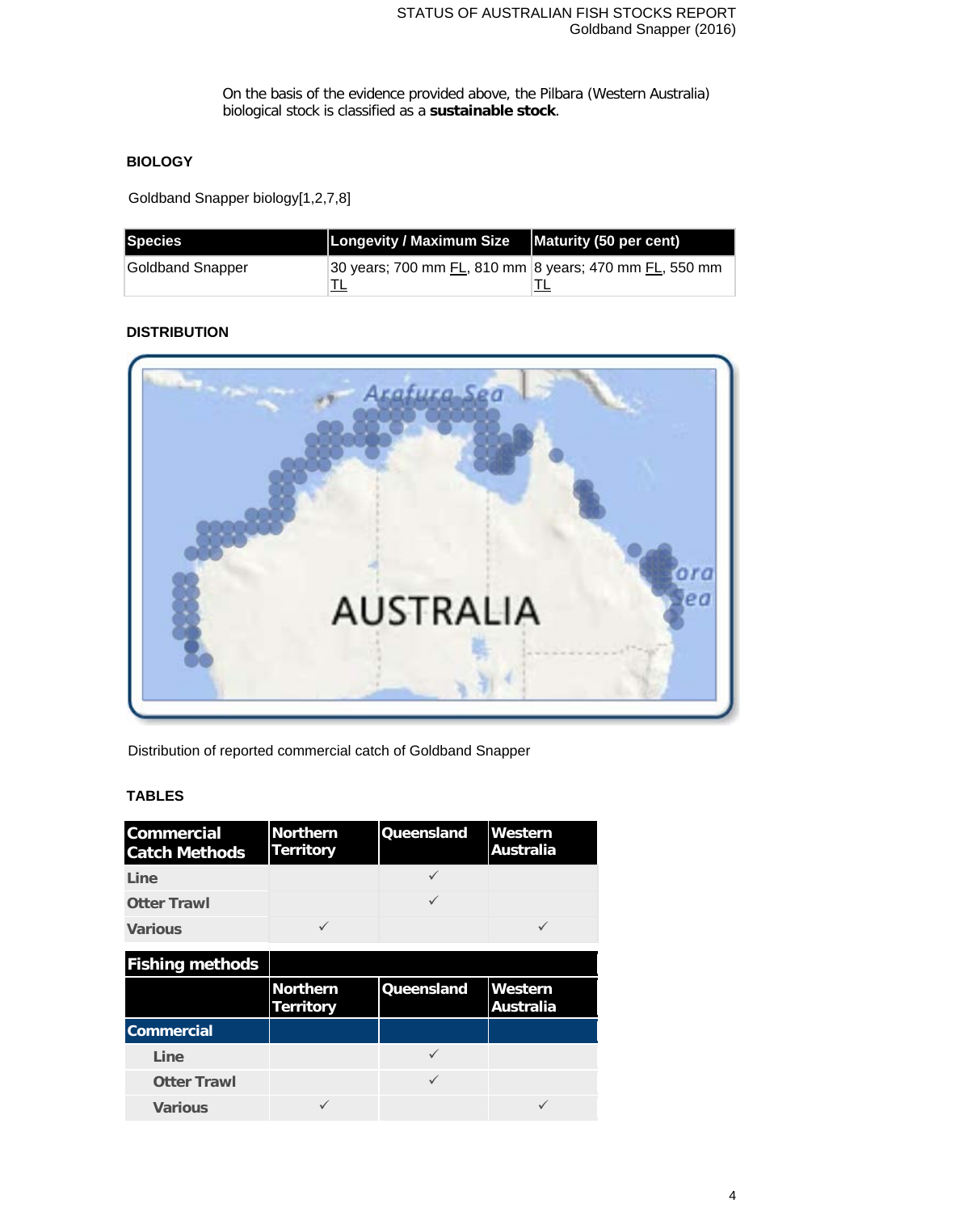On the basis of the evidence provided above, the Pilbara (Western Australia) biological stock is classified as a **sustainable stock**.

## BIOLOGY

Goldband Snapper biology[1,2,7,8]

| Species | Longevity / Maximum Size | Maturity (50 per cent) |
|---|---|---|
| Goldband Snapper | 30 years; 700 mm FL, 810 mm TL | 8 years; 470 mm FL, 550 mm TL |

## DISTRIBUTION

Distribution of reported commercial catch of Goldband Snapper

## TABLES

| Commercial Catch Methods | Northern Territory | Queensland | Western Australia |
|---|---|---|---|
| Line | | ✓ | |
| Otter Trawl | | ✓ | |
| Various | ✓ | | ✓ |

| Fishing methods | | | |
|---|---|---|---|
| | Northern Territory | Queensland | Western Australia |
| **Commercial** | | | |
| Line | | ✓ | |
| Otter Trawl | | ✓ | |
| Various | ✓ | | ✓ |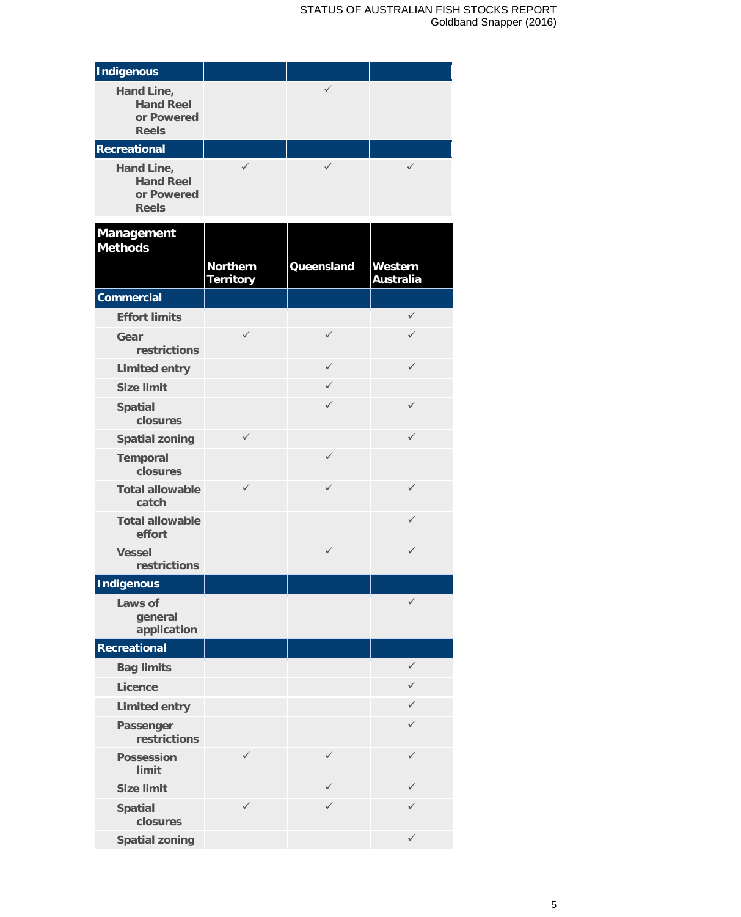| | | | |
|---|---|---|---|
| **Indigenous** | | | |
| Hand Line, Hand Reel or Powered Reels | | ✓ | |
| **Recreational** | | | |
| Hand Line, Hand Reel or Powered Reels | ✓ | ✓ | ✓ |

| Management Methods | | | |
|---|---|---|---|
| | **Northern Territory** | **Queensland** | **Western Australia** |
| **Commercial** | | | |
| Effort limits | | | ✓ |
| Gear restrictions | ✓ | ✓ | ✓ |
| Limited entry | | ✓ | ✓ |
| Size limit | | ✓ | |
| Spatial closures | | ✓ | ✓ |
| Spatial zoning | ✓ | | ✓ |
| Temporal closures | | ✓ | |
| Total allowable catch | ✓ | ✓ | ✓ |
| Total allowable effort | | | ✓ |
| Vessel restrictions | | ✓ | ✓ |
| **Indigenous** | | | |
| Laws of general application | | | ✓ |
| **Recreational** | | | |
| Bag limits | | | ✓ |
| Licence | | | ✓ |
| Limited entry | | | ✓ |
| Passenger restrictions | | | ✓ |
| Possession limit | ✓ | ✓ | ✓ |
| Size limit | | ✓ | ✓ |
| Spatial closures | ✓ | ✓ | ✓ |
| Spatial zoning | | | ✓ |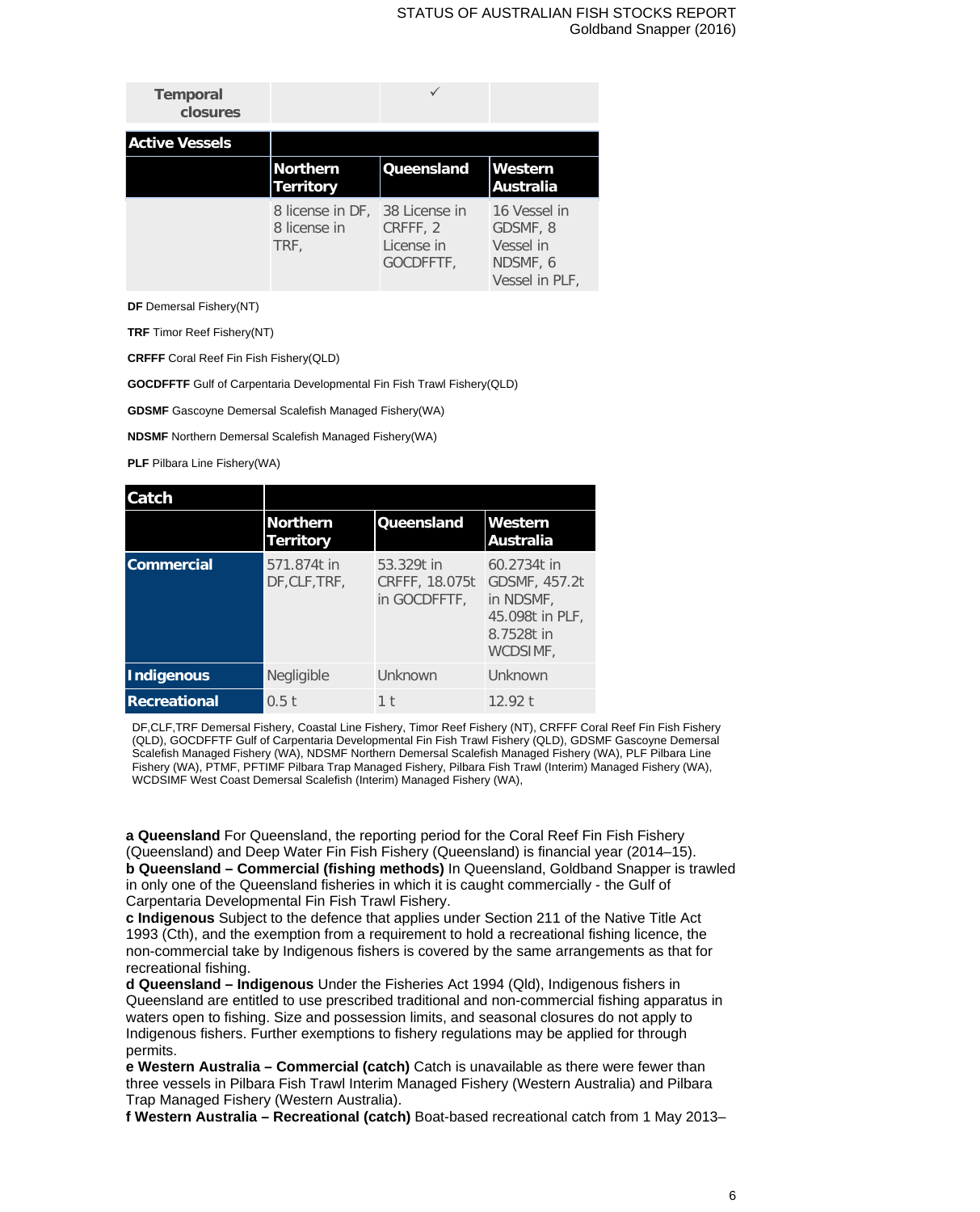| Temporal closures | | ✓ | |
|---|---|---|---|

| Active Vessels | | | |
|---|---|---|---|
| | Northern Territory | Queensland | Western Australia |
| | 8 license in DF, 8 license in TRF, | 38 License in CRFFF, 2 License in GOCDFFTF, | 16 Vessel in GDSMF, 8 Vessel in NDSMF, 6 Vessel in PLF, |

**DF** Demersal Fishery(NT)

**TRF** Timor Reef Fishery(NT)

**CRFFF** Coral Reef Fin Fish Fishery(QLD)

**GOCDFFTF** Gulf of Carpentaria Developmental Fin Fish Trawl Fishery(QLD)

**GDSMF** Gascoyne Demersal Scalefish Managed Fishery(WA)

**NDSMF** Northern Demersal Scalefish Managed Fishery(WA)

**PLF** Pilbara Line Fishery(WA)

| Catch | | | |
|---|---|---|---|
| | Northern Territory | Queensland | Western Australia |
| **Commercial** | 571.874t in DF,CLF,TRF, | 53.329t in CRFFF, 18.075t in GOCDFFTF, | 60.2734t in GDSMF, 457.2t in NDSMF, 45.098t in PLF, 8.7528t in WCDSIMF, |
| **Indigenous** | Negligible | Unknown | Unknown |
| **Recreational** | 0.5 t | 1 t | 12.92 t |

DF,CLF,TRF Demersal Fishery, Coastal Line Fishery, Timor Reef Fishery (NT), CRFFF Coral Reef Fin Fish Fishery (QLD), GOCDFFTF Gulf of Carpentaria Developmental Fin Fish Trawl Fishery (QLD), GDSMF Gascoyne Demersal Scalefish Managed Fishery (WA), NDSMF Northern Demersal Scalefish Managed Fishery (WA), PLF Pilbara Line Fishery (WA), PTMF, PFTIMF Pilbara Trap Managed Fishery, Pilbara Fish Trawl (Interim) Managed Fishery (WA), WCDSIMF West Coast Demersal Scalefish (Interim) Managed Fishery (WA),

**a Queensland** For Queensland, the reporting period for the Coral Reef Fin Fish Fishery (Queensland) and Deep Water Fin Fish Fishery (Queensland) is financial year (2014–15).
**b Queensland – Commercial (fishing methods)** In Queensland, Goldband Snapper is trawled in only one of the Queensland fisheries in which it is caught commercially - the Gulf of Carpentaria Developmental Fin Fish Trawl Fishery.
**c Indigenous** Subject to the defence that applies under Section 211 of the Native Title Act 1993 (Cth), and the exemption from a requirement to hold a recreational fishing licence, the non-commercial take by Indigenous fishers is covered by the same arrangements as that for recreational fishing.
**d Queensland – Indigenous** Under the Fisheries Act 1994 (Qld), Indigenous fishers in Queensland are entitled to use prescribed traditional and non-commercial fishing apparatus in waters open to fishing. Size and possession limits, and seasonal closures do not apply to Indigenous fishers. Further exemptions to fishery regulations may be applied for through permits.
**e Western Australia – Commercial (catch)** Catch is unavailable as there were fewer than three vessels in Pilbara Fish Trawl Interim Managed Fishery (Western Australia) and Pilbara Trap Managed Fishery (Western Australia).
**f Western Australia – Recreational (catch)** Boat-based recreational catch from 1 May 2013–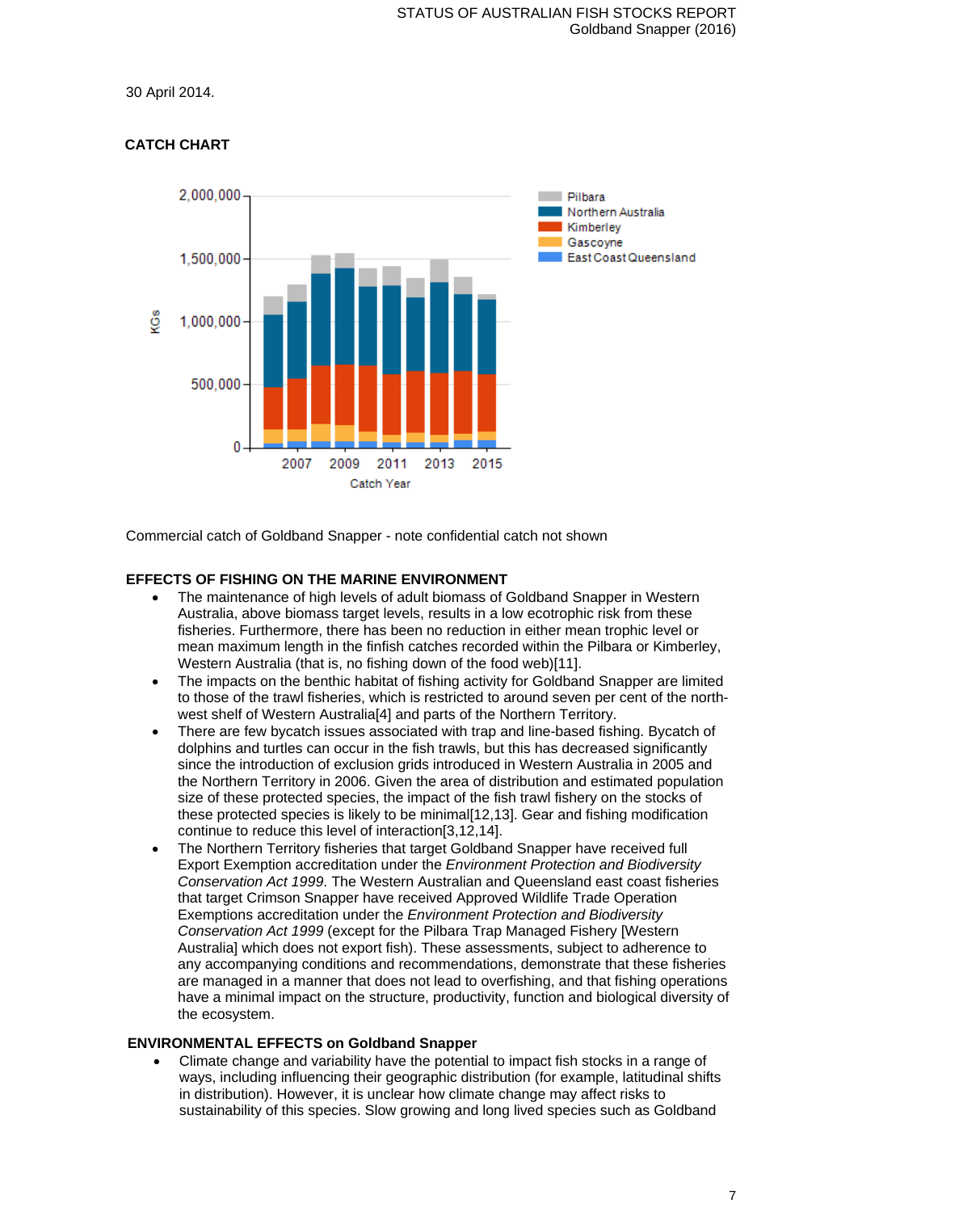30 April 2014.

**CATCH CHART**

Commercial catch of Goldband Snapper - note confidential catch not shown

**EFFECTS OF FISHING ON THE MARINE ENVIRONMENT**

- The maintenance of high levels of adult biomass of Goldband Snapper in Western Australia, above biomass target levels, results in a low ecotrophic risk from these fisheries. Furthermore, there has been no reduction in either mean trophic level or mean maximum length in the finfish catches recorded within the Pilbara or Kimberley, Western Australia (that is, no fishing down of the food web)[11].
- The impacts on the benthic habitat of fishing activity for Goldband Snapper are limited to those of the trawl fisheries, which is restricted to around seven per cent of the north-west shelf of Western Australia[4] and parts of the Northern Territory.
- There are few bycatch issues associated with trap and line-based fishing. Bycatch of dolphins and turtles can occur in the fish trawls, but this has decreased significantly since the introduction of exclusion grids introduced in Western Australia in 2005 and the Northern Territory in 2006. Given the area of distribution and estimated population size of these protected species, the impact of the fish trawl fishery on the stocks of these protected species is likely to be minimal[12,13]. Gear and fishing modification continue to reduce this level of interaction[3,12,14].
- The Northern Territory fisheries that target Goldband Snapper have received full Export Exemption accreditation under the *Environment Protection and Biodiversity Conservation Act 1999*. The Western Australian and Queensland east coast fisheries that target Crimson Snapper have received Approved Wildlife Trade Operation Exemptions accreditation under the *Environment Protection and Biodiversity Conservation Act 1999* (except for the Pilbara Trap Managed Fishery [Western Australia] which does not export fish). These assessments, subject to adherence to any accompanying conditions and recommendations, demonstrate that these fisheries are managed in a manner that does not lead to overfishing, and that fishing operations have a minimal impact on the structure, productivity, function and biological diversity of the ecosystem.

**ENVIRONMENTAL EFFECTS on Goldband Snapper**

- Climate change and variability have the potential to impact fish stocks in a range of ways, including influencing their geographic distribution (for example, latitudinal shifts in distribution). However, it is unclear how climate change may affect risks to sustainability of this species. Slow growing and long lived species such as Goldband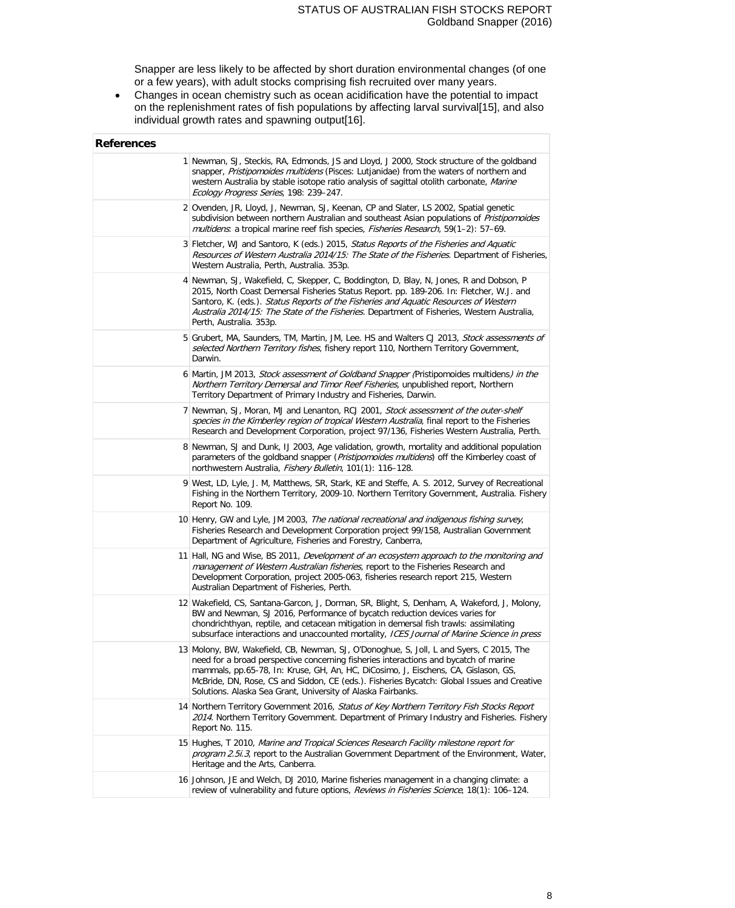Snapper are less likely to be affected by short duration environmental changes (of one or a few years), with adult stocks comprising fish recruited over many years.

- Changes in ocean chemistry such as ocean acidification have the potential to impact on the replenishment rates of fish populations by affecting larval survival[15], and also individual growth rates and spawning output[16].

| **References** | |
|---|---|
| 1 | Newman, SJ, Steckis, RA, Edmonds, JS and Lloyd, J 2000, Stock structure of the goldband snapper, *Pristipomoides multidens* (Pisces: Lutjanidae) from the waters of northern and western Australia by stable isotope ratio analysis of sagittal otolith carbonate, *Marine Ecology Progress Series*, 198: 239–247. |
| 2 | Ovenden, JR, Lloyd, J, Newman, SJ, Keenan, CP and Slater, LS 2002, Spatial genetic subdivision between northern Australian and southeast Asian populations of *Pristipomoides multidens*: a tropical marine reef fish species, *Fisheries Research*, 59(1–2): 57–69. |
| 3 | Fletcher, WJ and Santoro, K (eds.) 2015, *Status Reports of the Fisheries and Aquatic Resources of Western Australia 2014/15: The State of the Fisheries*. Department of Fisheries, Western Australia, Perth, Australia. 353p. |
| 4 | Newman, SJ, Wakefield, C, Skepper, C, Boddington, D, Blay, N, Jones, R and Dobson, P 2015, North Coast Demersal Fisheries Status Report. pp. 189-206. In: Fletcher, W.J. and Santoro, K. (eds.). *Status Reports of the Fisheries and Aquatic Resources of Western Australia 2014/15: The State of the Fisheries*. Department of Fisheries, Western Australia, Perth, Australia. 353p. |
| 5 | Grubert, MA, Saunders, TM, Martin, JM, Lee. HS and Walters CJ 2013, *Stock assessments of selected Northern Territory fishes*, fishery report 110, Northern Territory Government, Darwin. |
| 6 | Martin, JM 2013, *Stock assessment of Goldband Snapper (*Pristipomoides multidens*) in the Northern Territory Demersal and Timor Reef Fisheries*, unpublished report, Northern Territory Department of Primary Industry and Fisheries, Darwin. |
| 7 | Newman, SJ, Moran, MJ and Lenanton, RCJ 2001, *Stock assessment of the outer-shelf species in the Kimberley region of tropical Western Australia*, final report to the Fisheries Research and Development Corporation, project 97/136, Fisheries Western Australia, Perth. |
| 8 | Newman, SJ and Dunk, IJ 2003, Age validation, growth, mortality and additional population parameters of the goldband snapper (*Pristipomoides multidens*) off the Kimberley coast of northwestern Australia, *Fishery Bulletin*, 101(1): 116–128. |
| 9 | West, LD, Lyle, J. M, Matthews, SR, Stark, KE and Steffe, A. S. 2012, Survey of Recreational Fishing in the Northern Territory, 2009-10. Northern Territory Government, Australia. Fishery Report No. 109. |
| 10 | Henry, GW and Lyle, JM 2003, *The national recreational and indigenous fishing survey*, Fisheries Research and Development Corporation project 99/158, Australian Government Department of Agriculture, Fisheries and Forestry, Canberra, |
| 11 | Hall, NG and Wise, BS 2011, *Development of an ecosystem approach to the monitoring and management of Western Australian fisheries*, report to the Fisheries Research and Development Corporation, project 2005-063, fisheries research report 215, Western Australian Department of Fisheries, Perth. |
| 12 | Wakefield, CS, Santana-Garcon, J, Dorman, SR, Blight, S, Denham, A, Wakeford, J, Molony, BW and Newman, SJ 2016, Performance of bycatch reduction devices varies for chondrichthyan, reptile, and cetacean mitigation in demersal fish trawls: assimilating subsurface interactions and unaccounted mortality, *ICES Journal of Marine Science in press* |
| 13 | Molony, BW, Wakefield, CB, Newman, SJ, O'Donoghue, S, Joll, L and Syers, C 2015, The need for a broad perspective concerning fisheries interactions and bycatch of marine mammals, pp.65-78, In: Kruse, GH, An, HC, DiCosimo, J, Eischens, CA, Gislason, GS, McBride, DN, Rose, CS and Siddon, CE (eds.). Fisheries Bycatch: Global Issues and Creative Solutions. Alaska Sea Grant, University of Alaska Fairbanks. |
| 14 | Northern Territory Government 2016, *Status of Key Northern Territory Fish Stocks Report 2014*. Northern Territory Government. Department of Primary Industry and Fisheries. Fishery Report No. 115. |
| 15 | Hughes, T 2010, *Marine and Tropical Sciences Research Facility milestone report for program 2.5i.3*, report to the Australian Government Department of the Environment, Water, Heritage and the Arts, Canberra. |
| 16 | Johnson, JE and Welch, DJ 2010, Marine fisheries management in a changing climate: a review of vulnerability and future options, *Reviews in Fisheries Science*, 18(1): 106–124. |